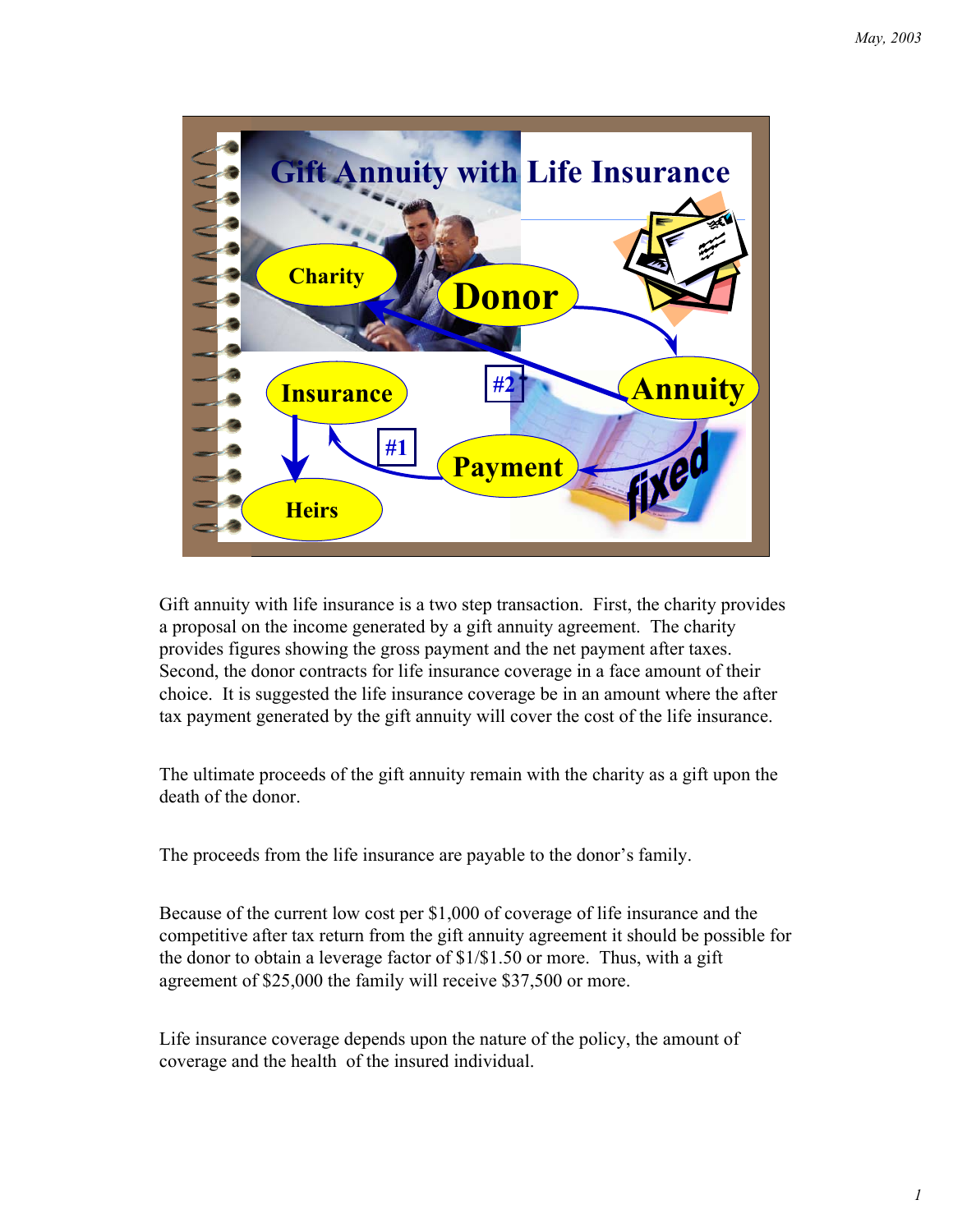# Gift Annuity with Life Insurance

Gift annuity with life insurance is a two step transaction. First, the charity provides a proposal on the income generated by a gift annuity agreement. The charity provides figures showing the gross payment and the net payment after taxes. Second, the donor contracts for life insurance coverage in a face amount of their choice. It is suggested the life insurance coverage be in an amount where the after tax payment generated by the gift annuity will cover the cost of the life insurance.

The ultimate proceeds of the gift annuity remain with the charity as a gift upon the death of the donor.

The proceeds from the life insurance are payable to the donor's family.

Because of the current low cost per $1,000 of coverage of life insurance and the competitive after tax return from the gift annuity agreement it should be possible for the donor to obtain a leverage factor of $1/$1.50 or more. Thus, with a gift agreement of $25,000 the family will receive $37,500 or more.

Life insurance coverage depends upon the nature of the policy, the amount of coverage and the health of the insured individual.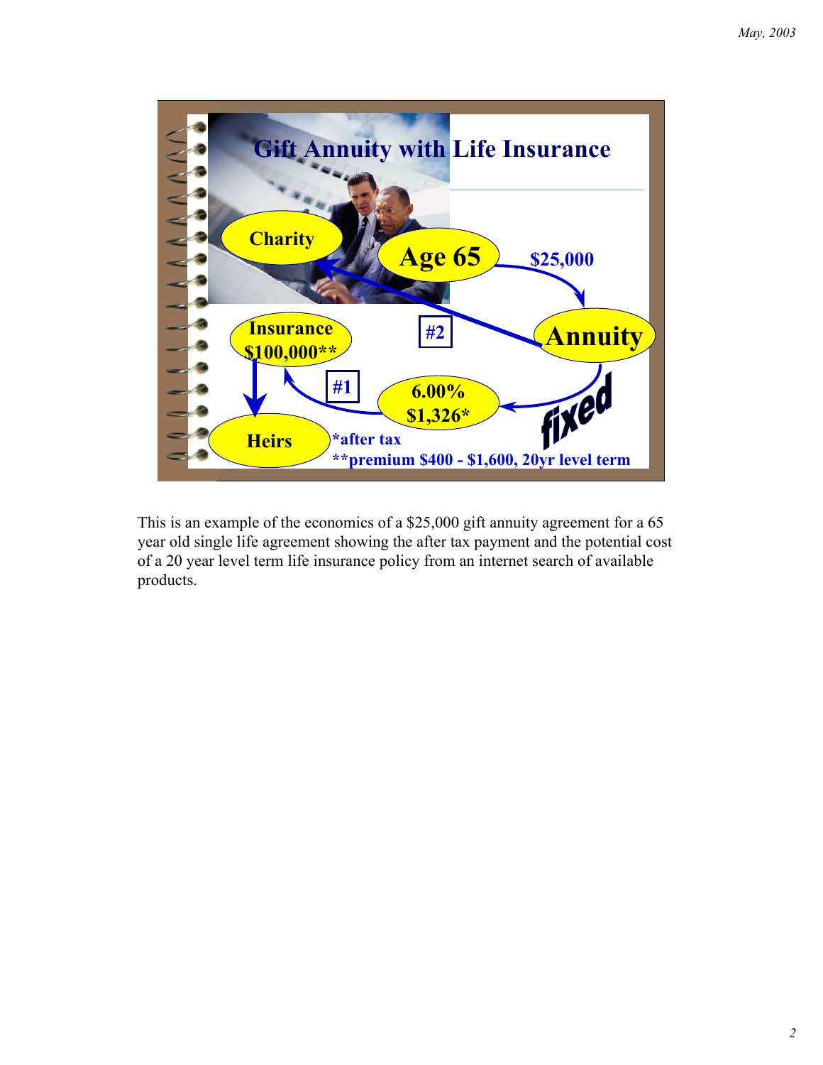## Gift Annuity with Life Insurance

Charity

Age 65

$25,000

Annuity

#2

Insurance $100,000**

#1

6.00% $1,326*

fixed

Heirs

*after tax

**premium $400 - $1,600, 20yr level term

This is an example of the economics of a $25,000 gift annuity agreement for a 65 year old single life agreement showing the after tax payment and the potential cost of a 20 year level term life insurance policy from an internet search of available products.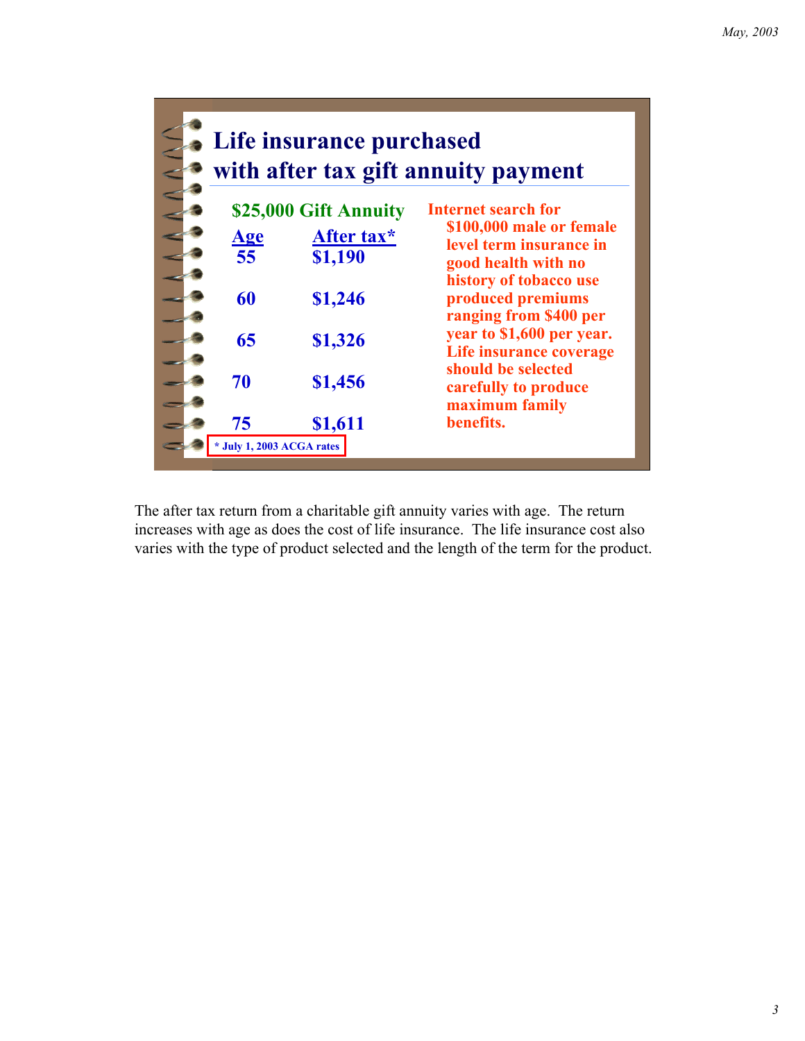## Life insurance purchased with after tax gift annuity payment

**$25,000 Gift Annuity**

| Age | After tax* |
|---|---|
| 55 | $1,190 |
| 60 | $1,246 |
| 65 | $1,326 |
| 70 | $1,456 |
| 75 | $1,611 |

* July 1, 2003 ACGA rates

**Internet search for $100,000 male or female level term insurance in good health with no history of tobacco use produced premiums ranging from $400 per year to $1,600 per year. Life insurance coverage should be selected carefully to produce maximum family benefits.**

The after tax return from a charitable gift annuity varies with age. The return increases with age as does the cost of life insurance. The life insurance cost also varies with the type of product selected and the length of the term for the product.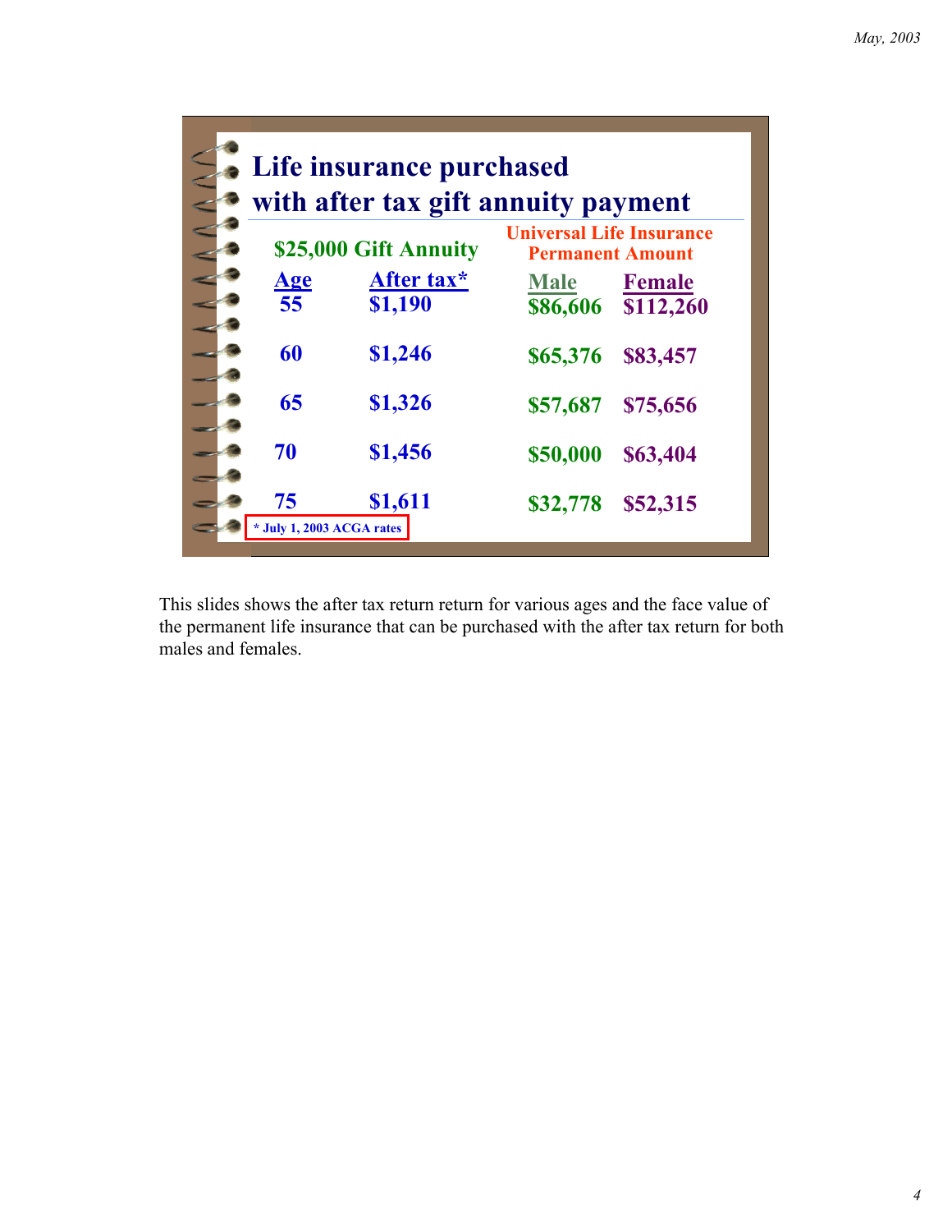# Life insurance purchased with after tax gift annuity payment

| $25,000 Gift Annuity | | Universal Life Insurance Permanent Amount | |
|---|---|---|---|
| **Age** | **After tax*** | **Male** | **Female** |
| 55 | $1,190 | $86,606 | $112,260 |
| 60 | $1,246 | $65,376 | $83,457 |
| 65 | $1,326 | $57,687 | $75,656 |
| 70 | $1,456 | $50,000 | $63,404 |
| 75 | $1,611 | $32,778 | $52,315 |

* July 1, 2003 ACGA rates

This slides shows the after tax return return for various ages and the face value of the permanent life insurance that can be purchased with the after tax return for both males and females.